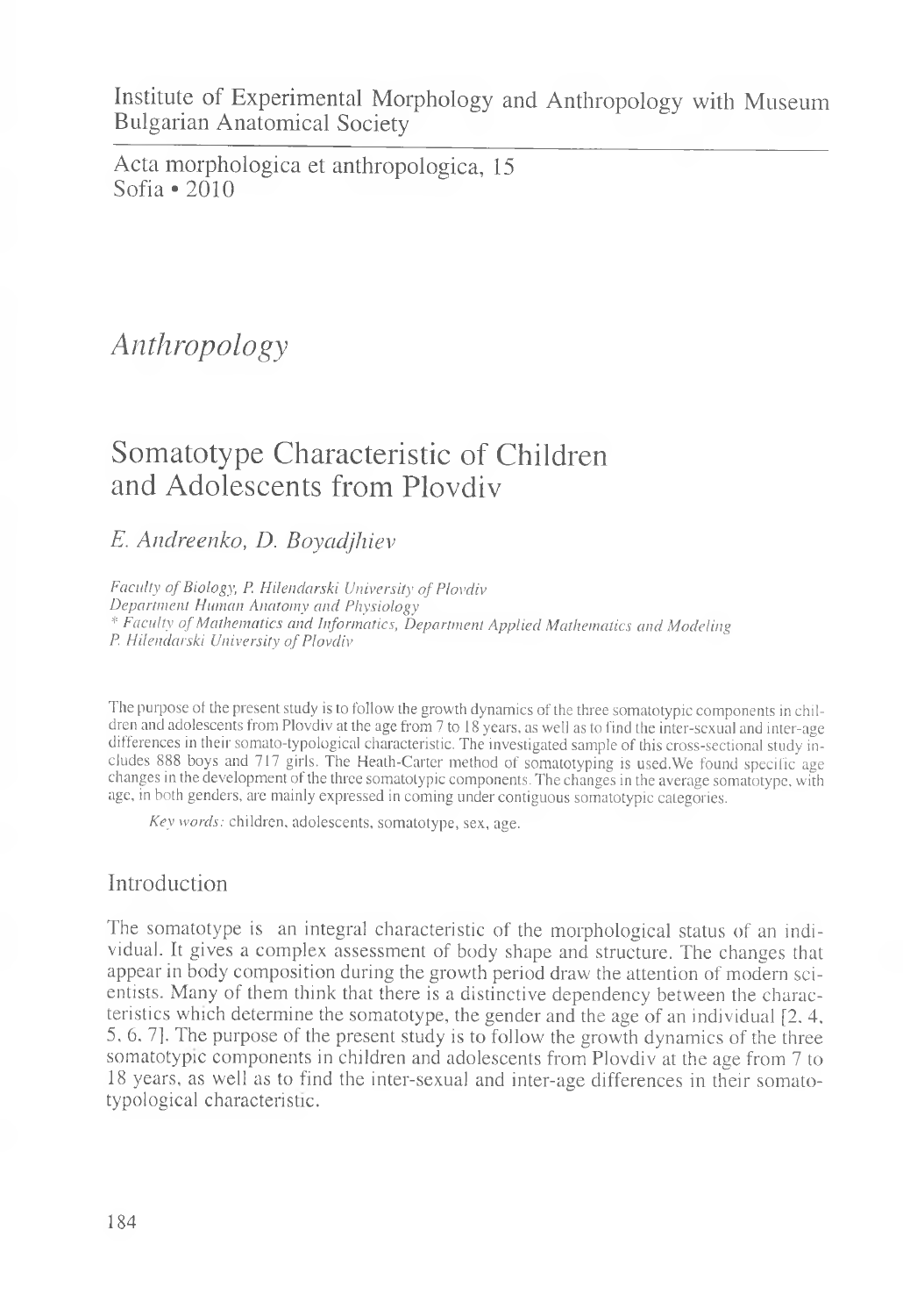Institute of Experimental Morphology and Anthropology with Museum
Bulgarian Anatomical Society

Acta morphologica et anthropologica, 15
Sofia • 2010

*Anthropology*

# Somatotype Characteristic of Children and Adolescents from Plovdiv

*E. Andreenko, D. Boyadjhiev*

*Faculty of Biology, P. Hilendarski University of Plovdiv*
*Department Human Anatomy and Physiology*
*\* Faculty of Mathematics and Informatics, Department Applied Mathematics and Modeling*
*P. Hilendarski University of Plovdiv*

The purpose of the present study is to follow the growth dynamics of the three somatotypic components in children and adolescents from Plovdiv at the age from 7 to 18 years, as well as to find the inter-sexual and inter-age differences in their somato-typological characteristic. The investigated sample of this cross-sectional study includes 888 boys and 717 girls. The Heath-Carter method of somatotyping is used.We found specific age changes in the development of the three somatotypic components. The changes in the average somatotype, with age, in both genders, are mainly expressed in coming under contiguous somatotypic categories.

*Key words:* children, adolescents, somatotype, sex, age.

## Introduction

The somatotype is an integral characteristic of the morphological status of an individual. It gives a complex assessment of body shape and structure. The changes that appear in body composition during the growth period draw the attention of modern scientists. Many of them think that there is a distinctive dependency between the characteristics which determine the somatotype, the gender and the age of an individual [2, 4, 5, 6, 7]. The purpose of the present study is to follow the growth dynamics of the three somatotypic components in children and adolescents from Plovdiv at the age from 7 to 18 years, as well as to find the inter-sexual and inter-age differences in their somato-typological characteristic.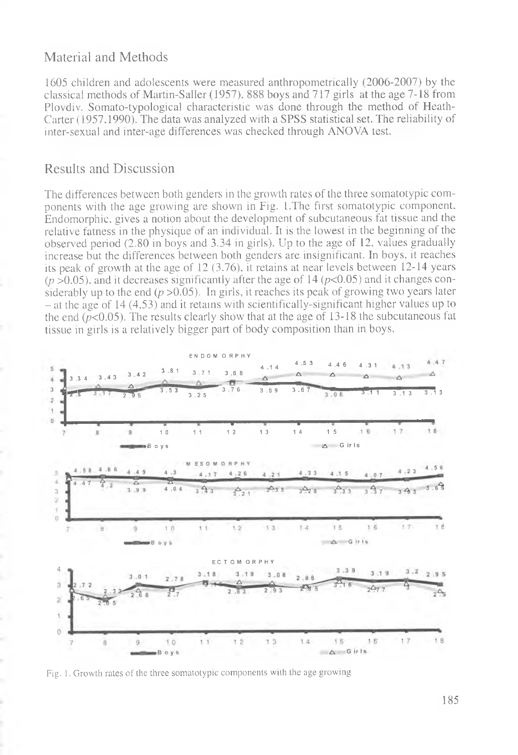## Material and Methods

1605 children and adolescents were measured anthropometrically (2006-2007) by the classical methods of Martin-Saller (1957). 888 boys and 717 girls at the age 7-18 from Plovdiv. Somato-typological characteristic was done through the method of Heath-Carter (1957,1990). The data was analyzed with a SPSS statistical set. The reliability of inter-sexual and inter-age differences was checked through ANOVA test.

## Results and Discussion

The differences between both genders in the growth rates of the three somatotypic components with the age growing are shown in Fig. 1.The first somatotypic component, Endomorphic, gives a notion about the development of subcutaneous fat tissue and the relative fatness in the physique of an individual. It is the lowest in the beginning of the observed period (2.80 in boys and 3.34 in girls). Up to the age of 12, values gradually increase but the differences between both genders are insignificant. In boys, it reaches its peak of growth at the age of 12 (3.76), it retains at near levels between 12-14 years ($p > 0.05$), and it decreases significantly after the age of 14 ($p < 0.05$) and it changes considerably up to the end ($p > 0.05$). In girls, it reaches its peak of growing two years later – at the age of 14 (4,53) and it retains with scientifically-significant higher values up to the end ($p < 0.05$). The results clearly show that at the age of 13-18 the subcutaneous fat tissue in girls is a relatively bigger part of body composition than in boys.

Fig. 1. Growth rates of the three somatotypic components with the age growing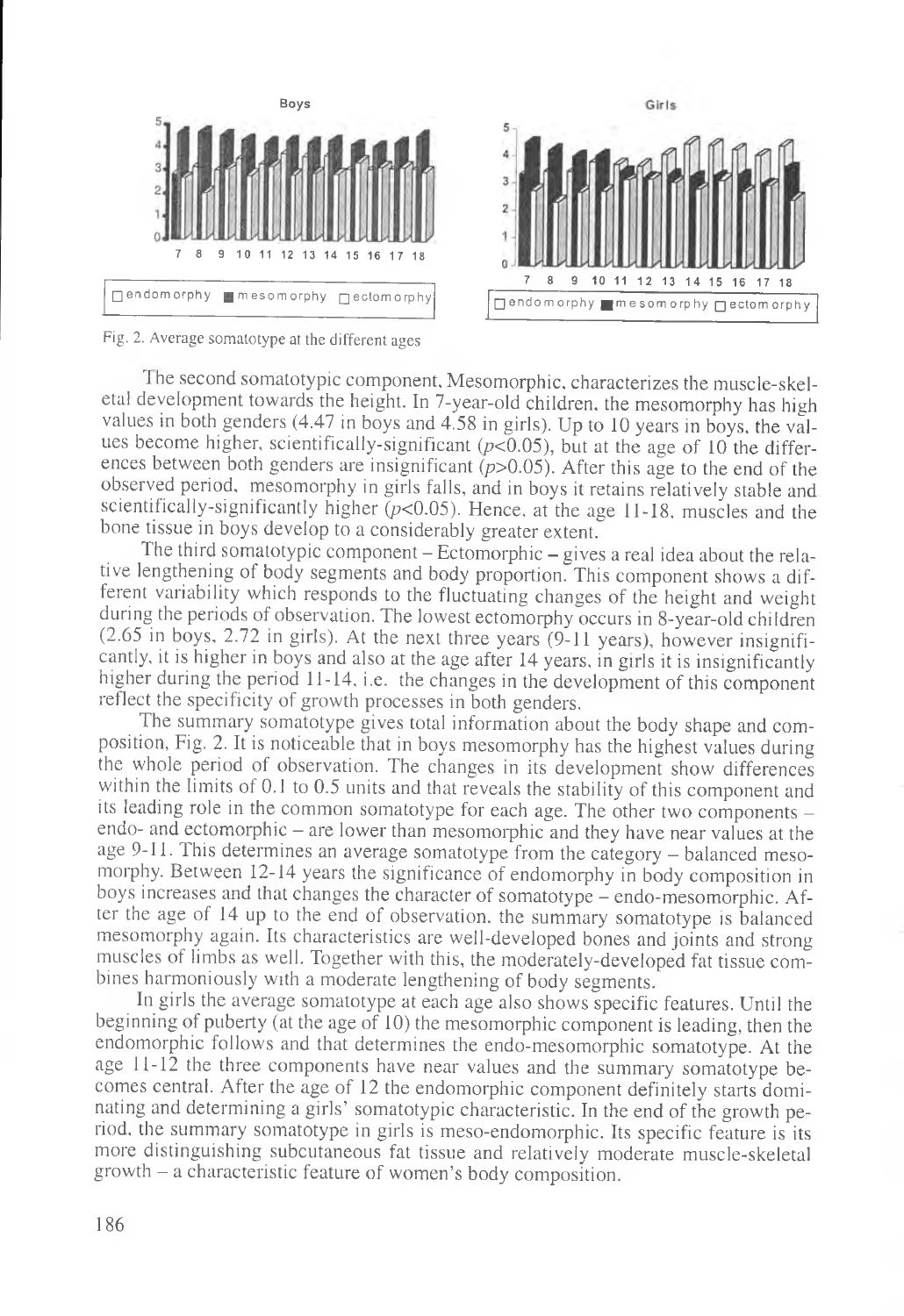Fig. 2. Average somatotype at the different ages

The second somatotypic component, Mesomorphic, characterizes the muscle-skeletal development towards the height. In 7-year-old children, the mesomorphy has high values in both genders (4.47 in boys and 4.58 in girls). Up to 10 years in boys, the values become higher, scientifically-significant ($p<0.05$), but at the age of 10 the differences between both genders are insignificant ($p>0.05$). After this age to the end of the observed period, mesomorphy in girls falls, and in boys it retains relatively stable and scientifically-significantly higher ($p<0.05$). Hence, at the age 11-18, muscles and the bone tissue in boys develop to a considerably greater extent.

The third somatotypic component – Ectomorphic – gives a real idea about the relative lengthening of body segments and body proportion. This component shows a different variability which responds to the fluctuating changes of the height and weight during the periods of observation. The lowest ectomorphy occurs in 8-year-old children (2.65 in boys, 2.72 in girls). At the next three years (9-11 years), however insignificantly, it is higher in boys and also at the age after 14 years, in girls it is insignificantly higher during the period 11-14, i.e. the changes in the development of this component reflect the specificity of growth processes in both genders.

The summary somatotype gives total information about the body shape and composition, Fig. 2. It is noticeable that in boys mesomorphy has the highest values during the whole period of observation. The changes in its development show differences within the limits of 0.1 to 0.5 units and that reveals the stability of this component and its leading role in the common somatotype for each age. The other two components – endo- and ectomorphic – are lower than mesomorphic and they have near values at the age 9-11. This determines an average somatotype from the category – balanced mesomorphy. Between 12-14 years the significance of endomorphy in body composition in boys increases and that changes the character of somatotype – endo-mesomorphic. After the age of 14 up to the end of observation, the summary somatotype is balanced mesomorphy again. Its characteristics are well-developed bones and joints and strong muscles of limbs as well. Together with this, the moderately-developed fat tissue combines harmoniously with a moderate lengthening of body segments.

In girls the average somatotype at each age also shows specific features. Until the beginning of puberty (at the age of 10) the mesomorphic component is leading, then the endomorphic follows and that determines the endo-mesomorphic somatotype. At the age 11-12 the three components have near values and the summary somatotype becomes central. After the age of 12 the endomorphic component definitely starts dominating and determining a girls' somatotypic characteristic. In the end of the growth period, the summary somatotype in girls is meso-endomorphic. Its specific feature is its more distinguishing subcutaneous fat tissue and relatively moderate muscle-skeletal growth – a characteristic feature of women's body composition.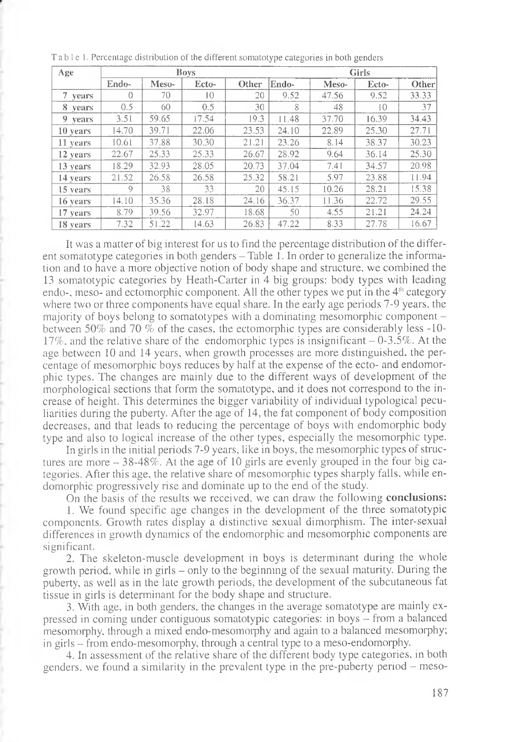Table 1. Percentage distribution of the different somatotype categories in both genders

| Age | Boys | | | | Girls | | | |
|---|---|---|---|---|---|---|---|---|
| | Endo- | Meso- | Ecto- | Other | Endo- | Meso- | Ecto- | Other |
| 7 years | 0 | 70 | 10 | 20 | 9.52 | 47.56 | 9.52 | 33.33 |
| 8 years | 0.5 | 60 | 0.5 | 30 | 8 | 48 | 10 | 37 |
| 9 years | 3.51 | 59.65 | 17.54 | 19.3 | 11.48 | 37.70 | 16.39 | 34.43 |
| 10 years | 14.70 | 39.71 | 22.06 | 23.53 | 24.10 | 22.89 | 25.30 | 27.71 |
| 11 years | 10.61 | 37.88 | 30.30 | 21.21 | 23.26 | 8.14 | 38.37 | 30.23 |
| 12 years | 22.67 | 25.33 | 25.33 | 26.67 | 28.92 | 9.64 | 36.14 | 25.30 |
| 13 years | 18.29 | 32.93 | 28.05 | 20.73 | 37.04 | 7.41 | 34.57 | 20.98 |
| 14 years | 21.52 | 26.58 | 26.58 | 25.32 | 58.21 | 5.97 | 23.88 | 11.94 |
| 15 years | 9 | 38 | 33 | 20 | 45.15 | 10.26 | 28.21 | 15.38 |
| 16 years | 14.10 | 35.36 | 28.18 | 24.16 | 36.37 | 11.36 | 22.72 | 29.55 |
| 17 years | 8.79 | 39.56 | 32.97 | 18.68 | 50 | 4.55 | 21.21 | 24.24 |
| 18 years | 7.32 | 51.22 | 14.63 | 26.83 | 47.22 | 8.33 | 27.78 | 16.67 |

It was a matter of big interest for us to find the percentage distribution of the different somatotype categories in both genders – Table 1. In order to generalize the information and to have a more objective notion of body shape and structure, we combined the 13 somatotypic categories by Heath-Carter in 4 big groups: body types with leading endo-, meso- and ectomorphic component. All the other types we put in the 4th category where two or three components have equal share. In the early age periods 7-9 years, the majority of boys belong to somatotypes with a dominating mesomorphic component – between 50% and 70 % of the cases, the ectomorphic types are considerably less -10-17%, and the relative share of the endomorphic types is insignificant – 0-3.5%. At the age between 10 and 14 years, when growth processes are more distinguished, the percentage of mesomorphic boys reduces by half at the expense of the ecto- and endomorphic types. The changes are mainly due to the different ways of development of the morphological sections that form the somatotype, and it does not correspond to the increase of height. This determines the bigger variability of individual typological peculiarities during the puberty. After the age of 14, the fat component of body composition decreases, and that leads to reducing the percentage of boys with endomorphic body type and also to logical increase of the other types, especially the mesomorphic type.

In girls in the initial periods 7-9 years, like in boys, the mesomorphic types of structures are more – 38-48%. At the age of 10 girls are evenly grouped in the four big categories. After this age, the relative share of mesomorphic types sharply falls, while endomorphic progressively rise and dominate up to the end of the study.

On the basis of the results we received, we can draw the following **conclusions:**

1. We found specific age changes in the development of the three somatotypic components. Growth rates display a distinctive sexual dimorphism. The inter-sexual differences in growth dynamics of the endomorphic and mesomorphic components are significant.

2. The skeleton-muscle development in boys is determinant during the whole growth period, while in girls – only to the beginning of the sexual maturity. During the puberty, as well as in the late growth periods, the development of the subcutaneous fat tissue in girls is determinant for the body shape and structure.

3. With age, in both genders, the changes in the average somatotype are mainly expressed in coming under contiguous somatotypic categories: in boys – from a balanced mesomorphy, through a mixed endo-mesomorphy and again to a balanced mesomorphy; in girls – from endo-mesomorphy, through a central type to a meso-endomorphy.

4. In assessment of the relative share of the different body type categories, in both genders, we found a similarity in the prevalent type in the pre-puberty period – meso-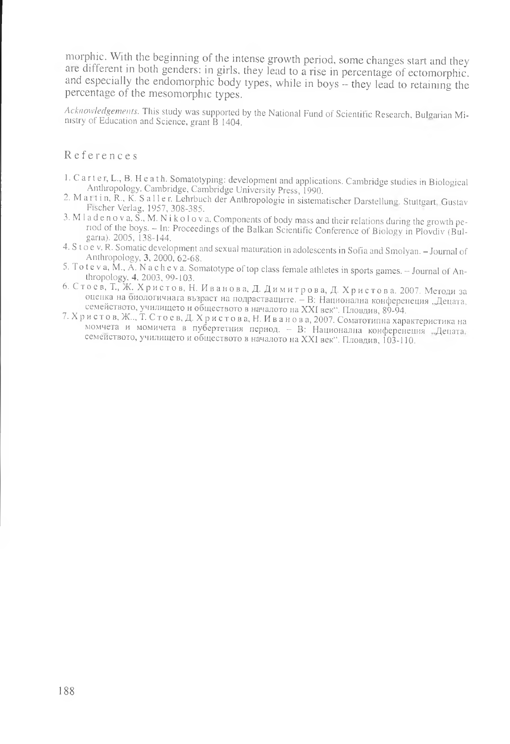morphic. With the beginning of the intense growth period, some changes start and they are different in both genders: in girls, they lead to a rise in percentage of ectomorphic, and especially the endomorphic body types, while in boys – they lead to retaining the percentage of the mesomorphic types.

*Acknowledgements.* This study was supported by the National Fund of Scientific Research, Bulgarian Ministry of Education and Science, grant B 1404.

## References

1. Carter, L., B. Heath. Somatotyping: development and applications. Cambridge studies in Biological Anthropology. Cambridge, Cambridge University Press, 1990.
2. Martin, R., K. Saller. Lehrbuch der Anthropologie in sistematischer Darstellung. Stuttgart, Gustav Fischer Verlag, 1957, 308-385.
3. Mladenova, S., M. Nikolova. Components of body mass and their relations during the growth period of the boys. – In: Proceedings of the Balkan Scientific Conference of Biology in Plovdiv (Bulgaria). 2005, 138-144.
4. Stoev, R. Somatic development and sexual maturation in adolescents in Sofia and Smolyan. – Journal of Anthropology, **3**, 2000, 62-68.
5. Toteva, M., A. Nacheva. Somatotype of top class female athletes in sports games. – Journal of Anthropology, **4**, 2003, 99-103.
6. Стоев, Т., Ж. Христов, Н. Иванова, Д. Димитрова, Д. Христова. 2007. Методи за оценка на биологичната възраст на подрастващите. – В: Национална конференция „Децата, семейството, училището и обществото в началото на XXI век". Пловдив, 89-94.
7. Христов, Ж., Т. Стоев, Д. Христова, Н. Иванова, 2007. Соматотипна характеристика на момчета и момичета в пубертетния период. – В: Национална конференция „Децата, семейството, училището и обществото в началото на XXI век". Пловдив, 103-110.